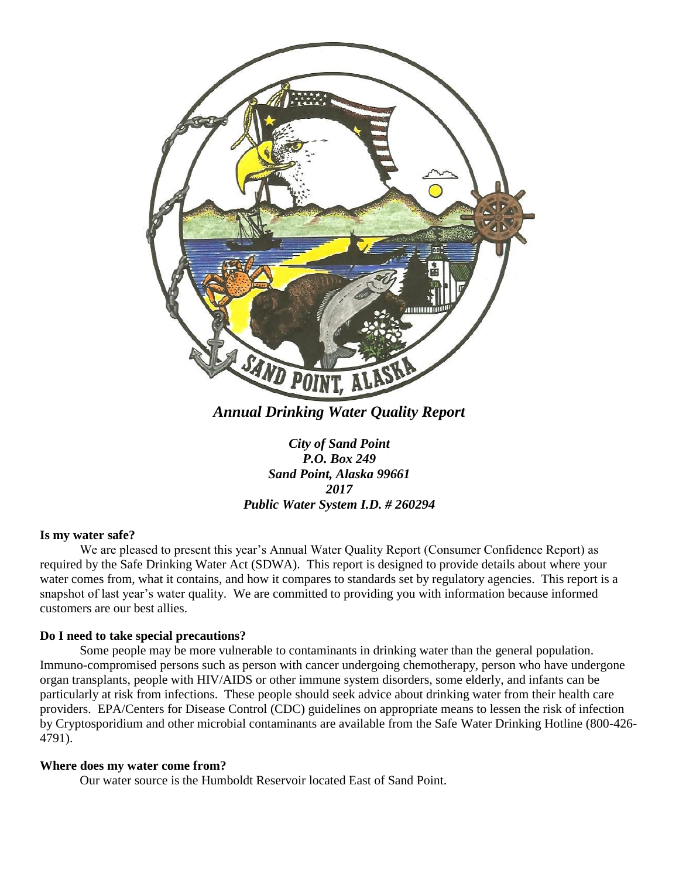# *Annual Drinking Water Quality Report*

***City of Sand Point***
***P.O. Box 249***
***Sand Point, Alaska 99661***
***2017***
***Public Water System I.D. # 260294***

**Is my water safe?**

We are pleased to present this year's Annual Water Quality Report (Consumer Confidence Report) as required by the Safe Drinking Water Act (SDWA). This report is designed to provide details about where your water comes from, what it contains, and how it compares to standards set by regulatory agencies. This report is a snapshot of last year's water quality. We are committed to providing you with information because informed customers are our best allies.

**Do I need to take special precautions?**

Some people may be more vulnerable to contaminants in drinking water than the general population. Immuno-compromised persons such as person with cancer undergoing chemotherapy, person who have undergone organ transplants, people with HIV/AIDS or other immune system disorders, some elderly, and infants can be particularly at risk from infections. These people should seek advice about drinking water from their health care providers. EPA/Centers for Disease Control (CDC) guidelines on appropriate means to lessen the risk of infection by Cryptosporidium and other microbial contaminants are available from the Safe Water Drinking Hotline (800-426-4791).

**Where does my water come from?**

Our water source is the Humboldt Reservoir located East of Sand Point.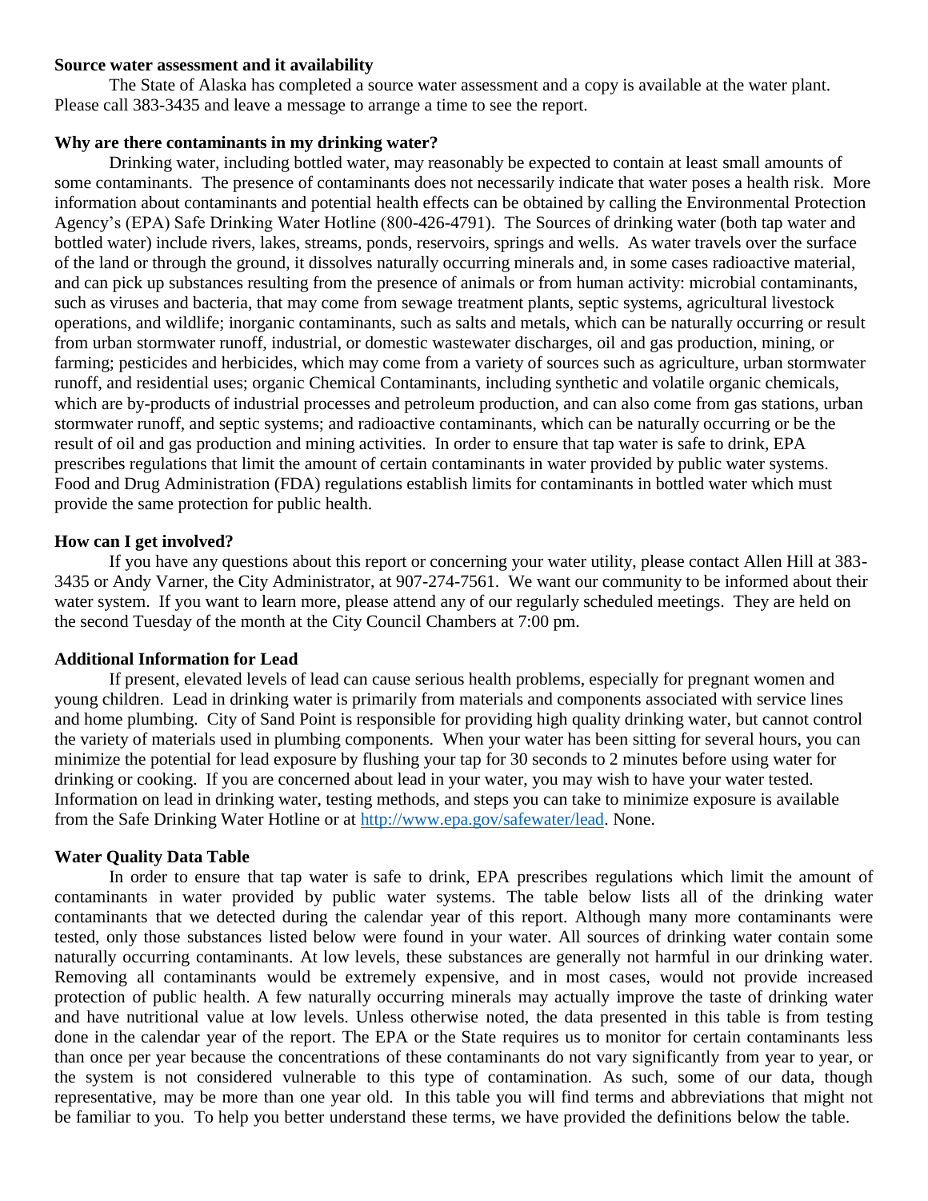**Source water assessment and it availability**

The State of Alaska has completed a source water assessment and a copy is available at the water plant. Please call 383-3435 and leave a message to arrange a time to see the report.

**Why are there contaminants in my drinking water?**

Drinking water, including bottled water, may reasonably be expected to contain at least small amounts of some contaminants. The presence of contaminants does not necessarily indicate that water poses a health risk. More information about contaminants and potential health effects can be obtained by calling the Environmental Protection Agency's (EPA) Safe Drinking Water Hotline (800-426-4791). The Sources of drinking water (both tap water and bottled water) include rivers, lakes, streams, ponds, reservoirs, springs and wells. As water travels over the surface of the land or through the ground, it dissolves naturally occurring minerals and, in some cases radioactive material, and can pick up substances resulting from the presence of animals or from human activity: microbial contaminants, such as viruses and bacteria, that may come from sewage treatment plants, septic systems, agricultural livestock operations, and wildlife; inorganic contaminants, such as salts and metals, which can be naturally occurring or result from urban stormwater runoff, industrial, or domestic wastewater discharges, oil and gas production, mining, or farming; pesticides and herbicides, which may come from a variety of sources such as agriculture, urban stormwater runoff, and residential uses; organic Chemical Contaminants, including synthetic and volatile organic chemicals, which are by-products of industrial processes and petroleum production, and can also come from gas stations, urban stormwater runoff, and septic systems; and radioactive contaminants, which can be naturally occurring or be the result of oil and gas production and mining activities. In order to ensure that tap water is safe to drink, EPA prescribes regulations that limit the amount of certain contaminants in water provided by public water systems. Food and Drug Administration (FDA) regulations establish limits for contaminants in bottled water which must provide the same protection for public health.

**How can I get involved?**

If you have any questions about this report or concerning your water utility, please contact Allen Hill at 383-3435 or Andy Varner, the City Administrator, at 907-274-7561. We want our community to be informed about their water system. If you want to learn more, please attend any of our regularly scheduled meetings. They are held on the second Tuesday of the month at the City Council Chambers at 7:00 pm.

**Additional Information for Lead**

If present, elevated levels of lead can cause serious health problems, especially for pregnant women and young children. Lead in drinking water is primarily from materials and components associated with service lines and home plumbing. City of Sand Point is responsible for providing high quality drinking water, but cannot control the variety of materials used in plumbing components. When your water has been sitting for several hours, you can minimize the potential for lead exposure by flushing your tap for 30 seconds to 2 minutes before using water for drinking or cooking. If you are concerned about lead in your water, you may wish to have your water tested. Information on lead in drinking water, testing methods, and steps you can take to minimize exposure is available from the Safe Drinking Water Hotline or at http://www.epa.gov/safewater/lead. None.

**Water Quality Data Table**

In order to ensure that tap water is safe to drink, EPA prescribes regulations which limit the amount of contaminants in water provided by public water systems. The table below lists all of the drinking water contaminants that we detected during the calendar year of this report. Although many more contaminants were tested, only those substances listed below were found in your water. All sources of drinking water contain some naturally occurring contaminants. At low levels, these substances are generally not harmful in our drinking water. Removing all contaminants would be extremely expensive, and in most cases, would not provide increased protection of public health. A few naturally occurring minerals may actually improve the taste of drinking water and have nutritional value at low levels. Unless otherwise noted, the data presented in this table is from testing done in the calendar year of the report. The EPA or the State requires us to monitor for certain contaminants less than once per year because the concentrations of these contaminants do not vary significantly from year to year, or the system is not considered vulnerable to this type of contamination. As such, some of our data, though representative, may be more than one year old. In this table you will find terms and abbreviations that might not be familiar to you. To help you better understand these terms, we have provided the definitions below the table.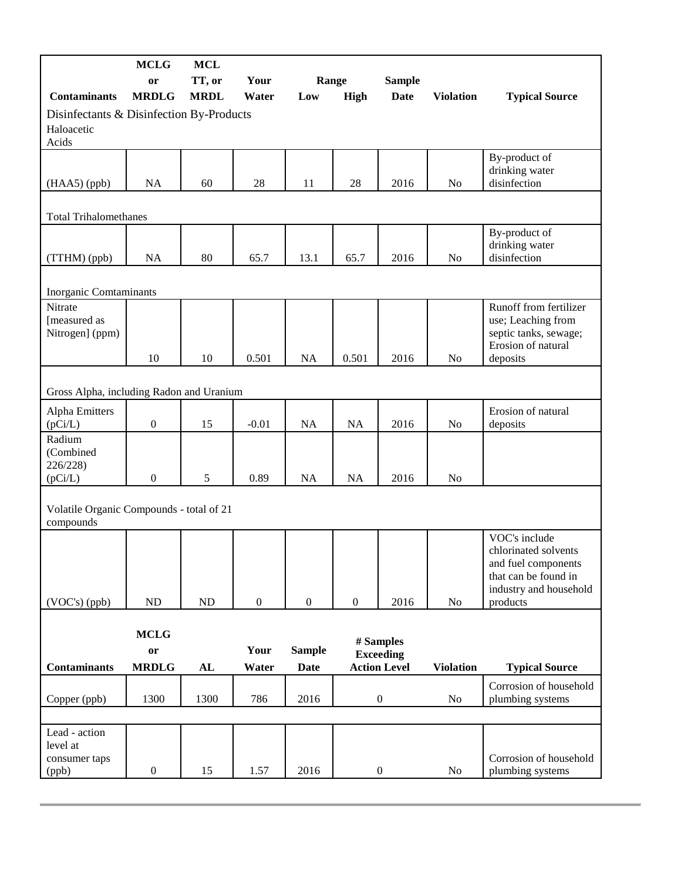| Contaminants | MCLG or MRDLG | MCL TT, or MRDL | Your Water | Range Low | Range High | Sample Date | Violation | Typical Source |
|---|---|---|---|---|---|---|---|---|
| Disinfectants & Disinfection By-Products | | | | | | | | |
| Haloacetic Acids | | | | | | | | |
| (HAA5) (ppb) | NA | 60 | 28 | 11 | 28 | 2016 | No | By-product of drinking water disinfection |
| Total Trihalomethanes | | | | | | | | |
| (TTHM) (ppb) | NA | 80 | 65.7 | 13.1 | 65.7 | 2016 | No | By-product of drinking water disinfection |
| Inorganic Comtaminants | | | | | | | | |
| Nitrate [measured as Nitrogen] (ppm) | 10 | 10 | 0.501 | NA | 0.501 | 2016 | No | Runoff from fertilizer use; Leaching from septic tanks, sewage; Erosion of natural deposits |
| Gross Alpha, including Radon and Uranium | | | | | | | | |
| Alpha Emitters (pCi/L) | 0 | 15 | -0.01 | NA | NA | 2016 | No | Erosion of natural deposits |
| Radium (Combined 226/228) (pCi/L) | 0 | 5 | 0.89 | NA | NA | 2016 | No | |
| Volatile Organic Compounds - total of 21 compounds | | | | | | | | |
| (VOC's) (ppb) | ND | ND | 0 | 0 | 0 | 2016 | No | VOC's include chlorinated solvents and fuel components that can be found in industry and household products |

| Contaminants | MCLG or MRDLG | AL | Your Water | Sample Date | # Samples Exceeding Action Level | Violation | Typical Source |
|---|---|---|---|---|---|---|---|
| Copper (ppb) | 1300 | 1300 | 786 | 2016 | 0 | No | Corrosion of household plumbing systems |
| Lead - action level at consumer taps (ppb) | 0 | 15 | 1.57 | 2016 | 0 | No | Corrosion of household plumbing systems |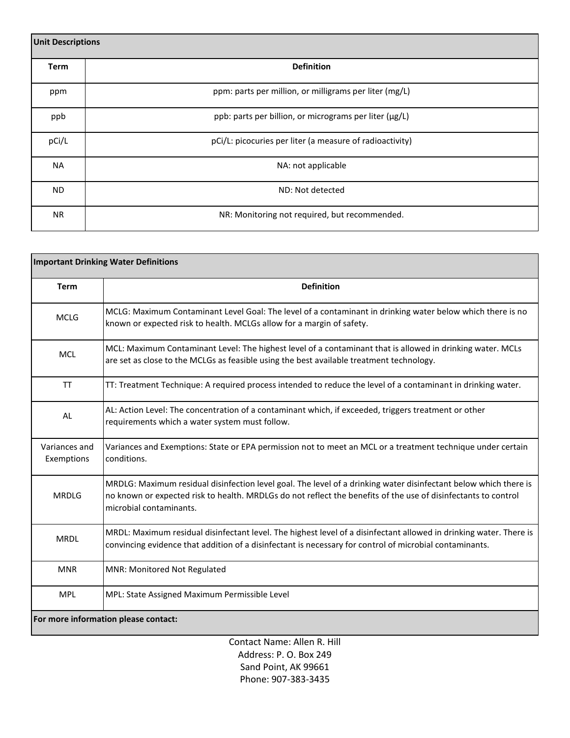| Unit Descriptions | |
|---|---|
| **Term** | **Definition** |
| ppm | ppm: parts per million, or milligrams per liter (mg/L) |
| ppb | ppb: parts per billion, or micrograms per liter (µg/L) |
| pCi/L | pCi/L: picocuries per liter (a measure of radioactivity) |
| NA | NA: not applicable |
| ND | ND: Not detected |
| NR | NR: Monitoring not required, but recommended. |

| Important Drinking Water Definitions | |
|---|---|
| **Term** | **Definition** |
| MCLG | MCLG: Maximum Contaminant Level Goal: The level of a contaminant in drinking water below which there is no known or expected risk to health. MCLGs allow for a margin of safety. |
| MCL | MCL: Maximum Contaminant Level: The highest level of a contaminant that is allowed in drinking water. MCLs are set as close to the MCLGs as feasible using the best available treatment technology. |
| TT | TT: Treatment Technique: A required process intended to reduce the level of a contaminant in drinking water. |
| AL | AL: Action Level: The concentration of a contaminant which, if exceeded, triggers treatment or other requirements which a water system must follow. |
| Variances and Exemptions | Variances and Exemptions: State or EPA permission not to meet an MCL or a treatment technique under certain conditions. |
| MRDLG | MRDLG: Maximum residual disinfection level goal. The level of a drinking water disinfectant below which there is no known or expected risk to health. MRDLGs do not reflect the benefits of the use of disinfectants to control microbial contaminants. |
| MRDL | MRDL: Maximum residual disinfectant level. The highest level of a disinfectant allowed in drinking water. There is convincing evidence that addition of a disinfectant is necessary for control of microbial contaminants. |
| MNR | MNR: Monitored Not Regulated |
| MPL | MPL: State Assigned Maximum Permissible Level |

**For more information please contact:**

Contact Name: Allen R. Hill
Address: P. O. Box 249
Sand Point, AK 99661
Phone: 907-383-3435